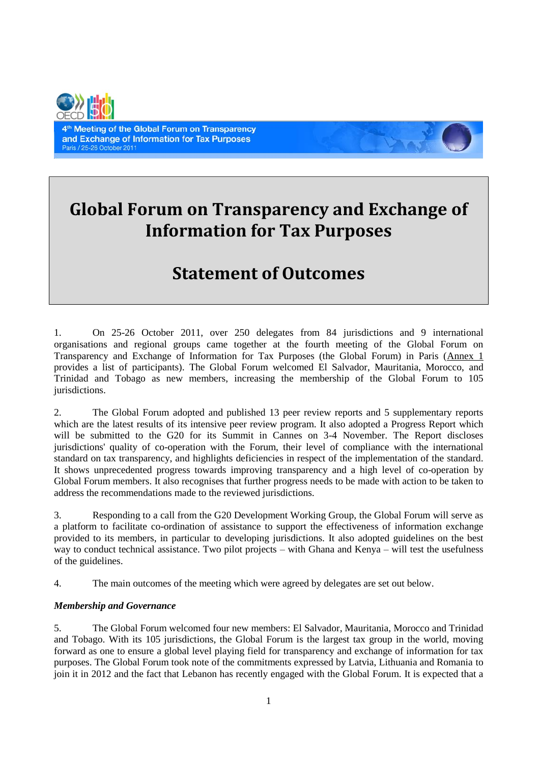4th Meeting of the Global Forum on Transparency and Exchange of Information for Tax Purposes
Paris / 25-26 October 2011

# Global Forum on Transparency and Exchange of Information for Tax Purposes

# Statement of Outcomes

1. On 25-26 October 2011, over 250 delegates from 84 jurisdictions and 9 international organisations and regional groups came together at the fourth meeting of the Global Forum on Transparency and Exchange of Information for Tax Purposes (the Global Forum) in Paris (Annex 1 provides a list of participants). The Global Forum welcomed El Salvador, Mauritania, Morocco, and Trinidad and Tobago as new members, increasing the membership of the Global Forum to 105 jurisdictions.

2. The Global Forum adopted and published 13 peer review reports and 5 supplementary reports which are the latest results of its intensive peer review program. It also adopted a Progress Report which will be submitted to the G20 for its Summit in Cannes on 3-4 November. The Report discloses jurisdictions' quality of co-operation with the Forum, their level of compliance with the international standard on tax transparency, and highlights deficiencies in respect of the implementation of the standard. It shows unprecedented progress towards improving transparency and a high level of co-operation by Global Forum members. It also recognises that further progress needs to be made with action to be taken to address the recommendations made to the reviewed jurisdictions.

3. Responding to a call from the G20 Development Working Group, the Global Forum will serve as a platform to facilitate co-ordination of assistance to support the effectiveness of information exchange provided to its members, in particular to developing jurisdictions. It also adopted guidelines on the best way to conduct technical assistance. Two pilot projects – with Ghana and Kenya – will test the usefulness of the guidelines.

4. The main outcomes of the meeting which were agreed by delegates are set out below.

***Membership and Governance***

5. The Global Forum welcomed four new members: El Salvador, Mauritania, Morocco and Trinidad and Tobago. With its 105 jurisdictions, the Global Forum is the largest tax group in the world, moving forward as one to ensure a global level playing field for transparency and exchange of information for tax purposes. The Global Forum took note of the commitments expressed by Latvia, Lithuania and Romania to join it in 2012 and the fact that Lebanon has recently engaged with the Global Forum. It is expected that a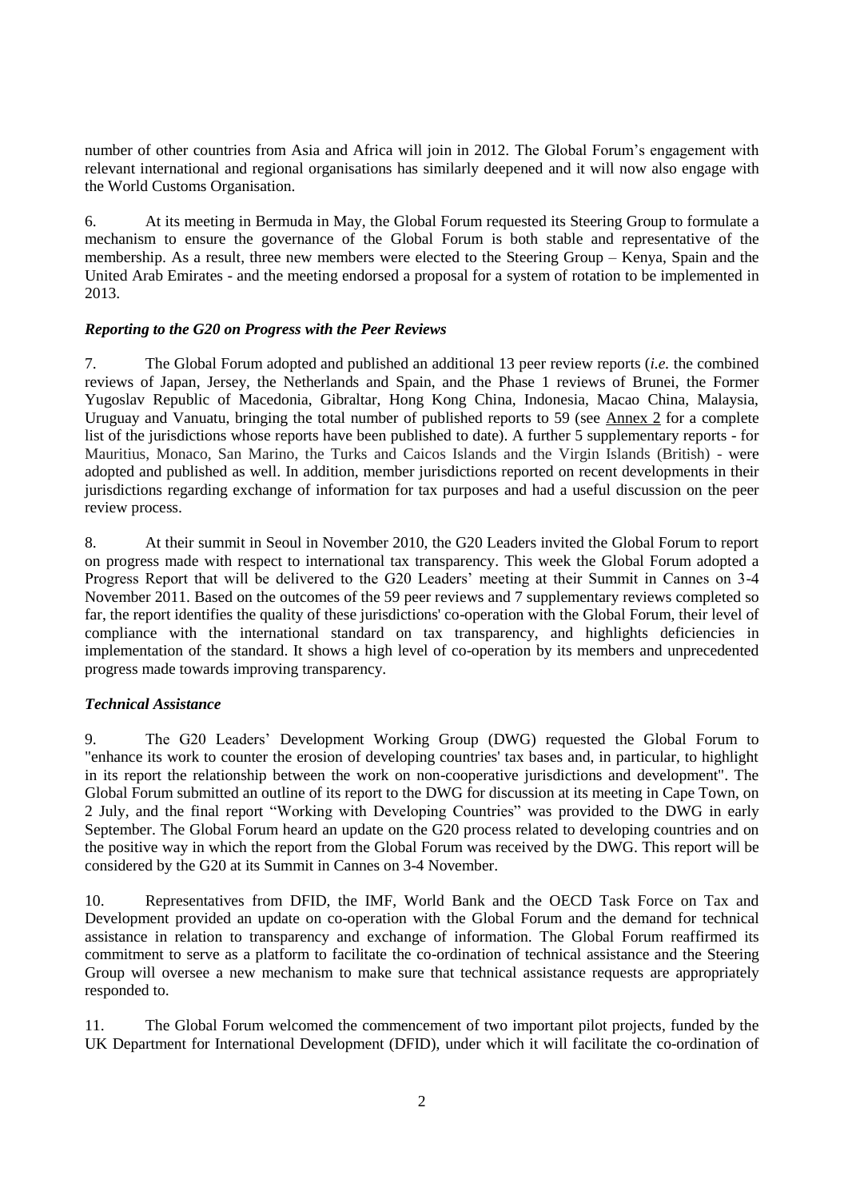number of other countries from Asia and Africa will join in 2012. The Global Forum's engagement with relevant international and regional organisations has similarly deepened and it will now also engage with the World Customs Organisation.

6. At its meeting in Bermuda in May, the Global Forum requested its Steering Group to formulate a mechanism to ensure the governance of the Global Forum is both stable and representative of the membership. As a result, three new members were elected to the Steering Group – Kenya, Spain and the United Arab Emirates - and the meeting endorsed a proposal for a system of rotation to be implemented in 2013.

### *Reporting to the G20 on Progress with the Peer Reviews*

7. The Global Forum adopted and published an additional 13 peer review reports (*i.e.* the combined reviews of Japan, Jersey, the Netherlands and Spain, and the Phase 1 reviews of Brunei, the Former Yugoslav Republic of Macedonia, Gibraltar, Hong Kong China, Indonesia, Macao China, Malaysia, Uruguay and Vanuatu, bringing the total number of published reports to 59 (see Annex 2 for a complete list of the jurisdictions whose reports have been published to date). A further 5 supplementary reports - for Mauritius, Monaco, San Marino, the Turks and Caicos Islands and the Virgin Islands (British) - were adopted and published as well. In addition, member jurisdictions reported on recent developments in their jurisdictions regarding exchange of information for tax purposes and had a useful discussion on the peer review process.

8. At their summit in Seoul in November 2010, the G20 Leaders invited the Global Forum to report on progress made with respect to international tax transparency. This week the Global Forum adopted a Progress Report that will be delivered to the G20 Leaders' meeting at their Summit in Cannes on 3-4 November 2011. Based on the outcomes of the 59 peer reviews and 7 supplementary reviews completed so far, the report identifies the quality of these jurisdictions' co-operation with the Global Forum, their level of compliance with the international standard on tax transparency, and highlights deficiencies in implementation of the standard. It shows a high level of co-operation by its members and unprecedented progress made towards improving transparency.

### *Technical Assistance*

9. The G20 Leaders' Development Working Group (DWG) requested the Global Forum to "enhance its work to counter the erosion of developing countries' tax bases and, in particular, to highlight in its report the relationship between the work on non-cooperative jurisdictions and development". The Global Forum submitted an outline of its report to the DWG for discussion at its meeting in Cape Town, on 2 July, and the final report "Working with Developing Countries" was provided to the DWG in early September. The Global Forum heard an update on the G20 process related to developing countries and on the positive way in which the report from the Global Forum was received by the DWG. This report will be considered by the G20 at its Summit in Cannes on 3-4 November.

10. Representatives from DFID, the IMF, World Bank and the OECD Task Force on Tax and Development provided an update on co-operation with the Global Forum and the demand for technical assistance in relation to transparency and exchange of information. The Global Forum reaffirmed its commitment to serve as a platform to facilitate the co-ordination of technical assistance and the Steering Group will oversee a new mechanism to make sure that technical assistance requests are appropriately responded to.

11. The Global Forum welcomed the commencement of two important pilot projects, funded by the UK Department for International Development (DFID), under which it will facilitate the co-ordination of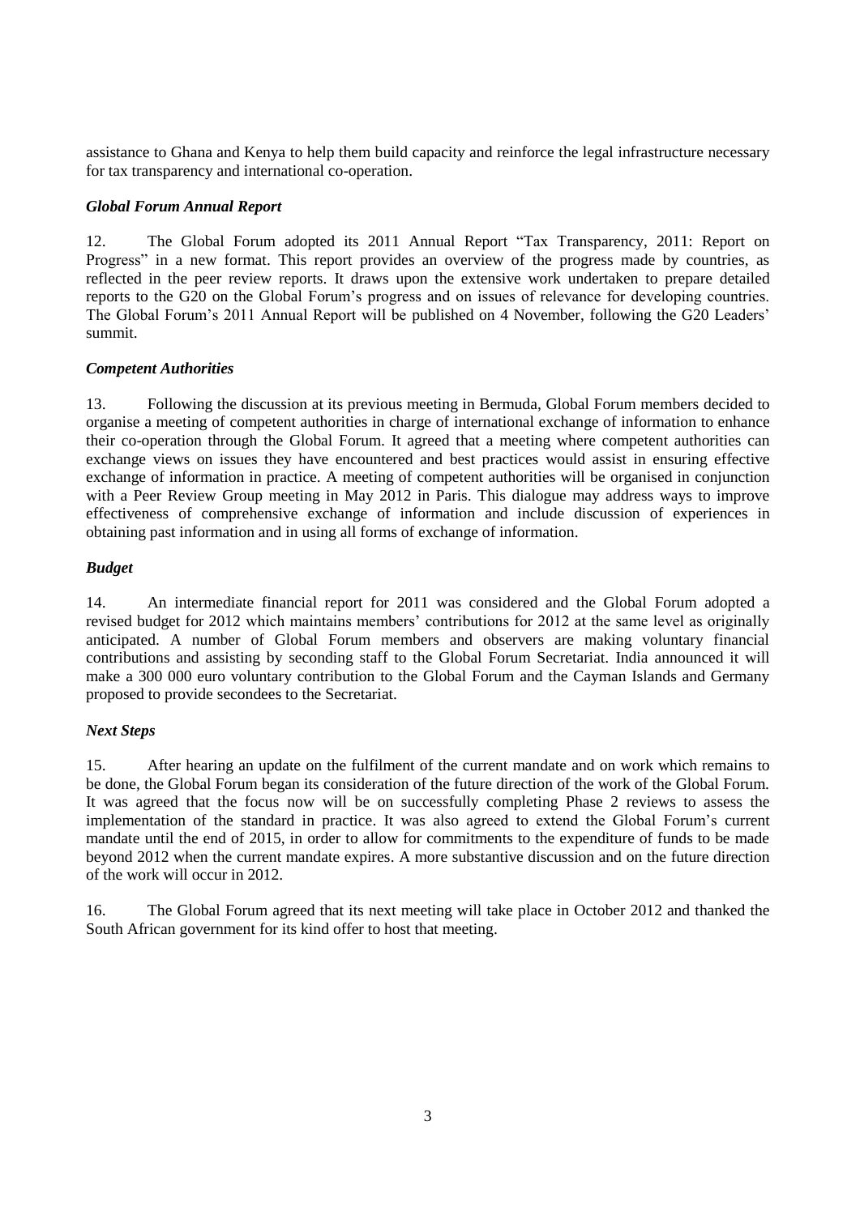assistance to Ghana and Kenya to help them build capacity and reinforce the legal infrastructure necessary for tax transparency and international co-operation.

### *Global Forum Annual Report*

12. The Global Forum adopted its 2011 Annual Report "Tax Transparency, 2011: Report on Progress" in a new format. This report provides an overview of the progress made by countries, as reflected in the peer review reports. It draws upon the extensive work undertaken to prepare detailed reports to the G20 on the Global Forum's progress and on issues of relevance for developing countries. The Global Forum's 2011 Annual Report will be published on 4 November, following the G20 Leaders' summit.

### *Competent Authorities*

13. Following the discussion at its previous meeting in Bermuda, Global Forum members decided to organise a meeting of competent authorities in charge of international exchange of information to enhance their co-operation through the Global Forum. It agreed that a meeting where competent authorities can exchange views on issues they have encountered and best practices would assist in ensuring effective exchange of information in practice. A meeting of competent authorities will be organised in conjunction with a Peer Review Group meeting in May 2012 in Paris. This dialogue may address ways to improve effectiveness of comprehensive exchange of information and include discussion of experiences in obtaining past information and in using all forms of exchange of information.

### *Budget*

14. An intermediate financial report for 2011 was considered and the Global Forum adopted a revised budget for 2012 which maintains members' contributions for 2012 at the same level as originally anticipated. A number of Global Forum members and observers are making voluntary financial contributions and assisting by seconding staff to the Global Forum Secretariat. India announced it will make a 300 000 euro voluntary contribution to the Global Forum and the Cayman Islands and Germany proposed to provide secondees to the Secretariat.

### *Next Steps*

15. After hearing an update on the fulfilment of the current mandate and on work which remains to be done, the Global Forum began its consideration of the future direction of the work of the Global Forum. It was agreed that the focus now will be on successfully completing Phase 2 reviews to assess the implementation of the standard in practice. It was also agreed to extend the Global Forum's current mandate until the end of 2015, in order to allow for commitments to the expenditure of funds to be made beyond 2012 when the current mandate expires. A more substantive discussion and on the future direction of the work will occur in 2012.

16. The Global Forum agreed that its next meeting will take place in October 2012 and thanked the South African government for its kind offer to host that meeting.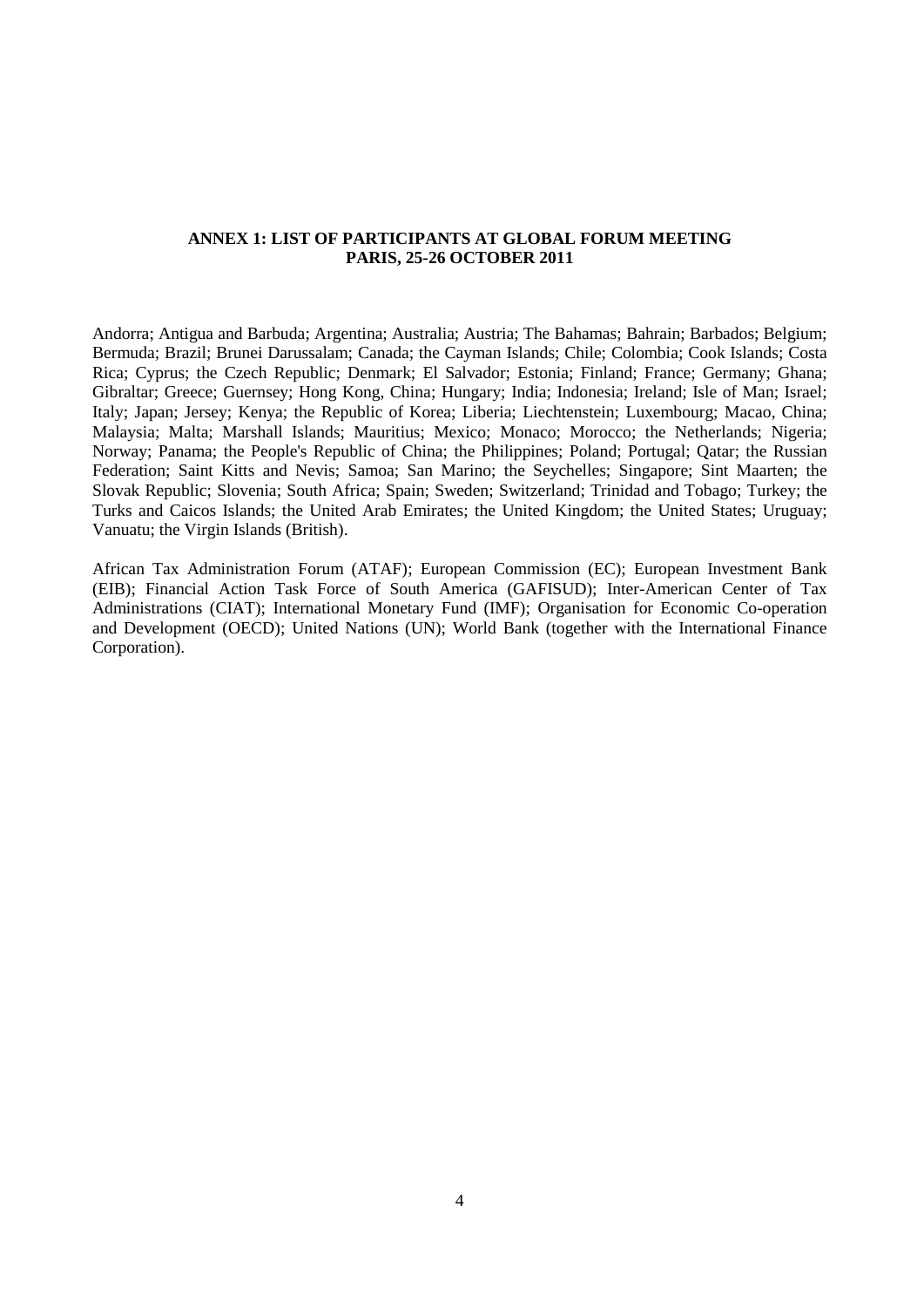**ANNEX 1: LIST OF PARTICIPANTS AT GLOBAL FORUM MEETING  
PARIS, 25-26 OCTOBER 2011**

Andorra; Antigua and Barbuda; Argentina; Australia; Austria; The Bahamas; Bahrain; Barbados; Belgium; Bermuda; Brazil; Brunei Darussalam; Canada; the Cayman Islands; Chile; Colombia; Cook Islands; Costa Rica; Cyprus; the Czech Republic; Denmark; El Salvador; Estonia; Finland; France; Germany; Ghana; Gibraltar; Greece; Guernsey; Hong Kong, China; Hungary; India; Indonesia; Ireland; Isle of Man; Israel; Italy; Japan; Jersey; Kenya; the Republic of Korea; Liberia; Liechtenstein; Luxembourg; Macao, China; Malaysia; Malta; Marshall Islands; Mauritius; Mexico; Monaco; Morocco; the Netherlands; Nigeria; Norway; Panama; the People's Republic of China; the Philippines; Poland; Portugal; Qatar; the Russian Federation; Saint Kitts and Nevis; Samoa; San Marino; the Seychelles; Singapore; Sint Maarten; the Slovak Republic; Slovenia; South Africa; Spain; Sweden; Switzerland; Trinidad and Tobago; Turkey; the Turks and Caicos Islands; the United Arab Emirates; the United Kingdom; the United States; Uruguay; Vanuatu; the Virgin Islands (British).

African Tax Administration Forum (ATAF); European Commission (EC); European Investment Bank (EIB); Financial Action Task Force of South America (GAFISUD); Inter-American Center of Tax Administrations (CIAT); International Monetary Fund (IMF); Organisation for Economic Co-operation and Development (OECD); United Nations (UN); World Bank (together with the International Finance Corporation).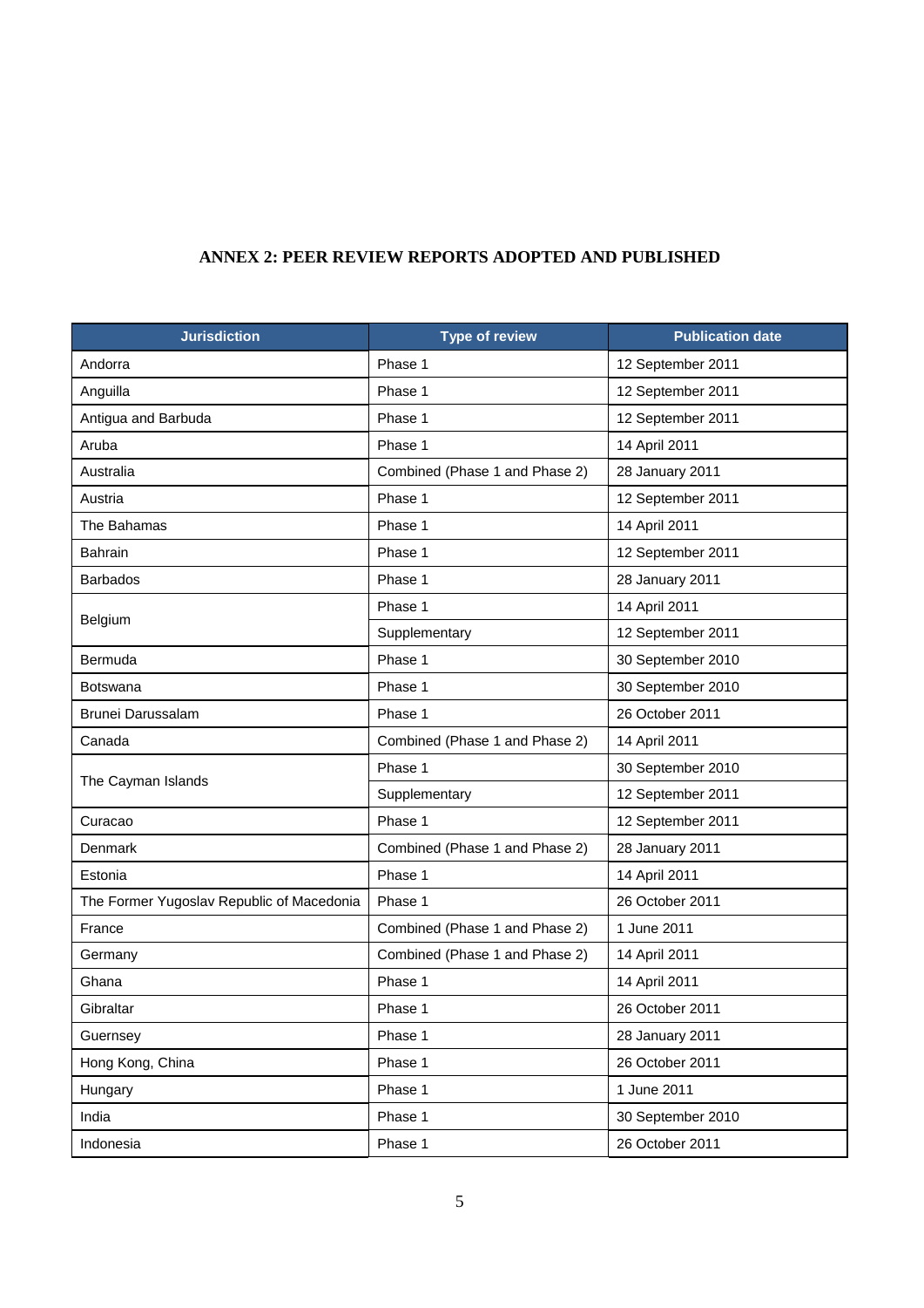## ANNEX 2: PEER REVIEW REPORTS ADOPTED AND PUBLISHED

| Jurisdiction | Type of review | Publication date |
|---|---|---|
| Andorra | Phase 1 | 12 September 2011 |
| Anguilla | Phase 1 | 12 September 2011 |
| Antigua and Barbuda | Phase 1 | 12 September 2011 |
| Aruba | Phase 1 | 14 April 2011 |
| Australia | Combined (Phase 1 and Phase 2) | 28 January 2011 |
| Austria | Phase 1 | 12 September 2011 |
| The Bahamas | Phase 1 | 14 April 2011 |
| Bahrain | Phase 1 | 12 September 2011 |
| Barbados | Phase 1 | 28 January 2011 |
| Belgium | Phase 1 | 14 April 2011 |
| | Supplementary | 12 September 2011 |
| Bermuda | Phase 1 | 30 September 2010 |
| Botswana | Phase 1 | 30 September 2010 |
| Brunei Darussalam | Phase 1 | 26 October 2011 |
| Canada | Combined (Phase 1 and Phase 2) | 14 April 2011 |
| The Cayman Islands | Phase 1 | 30 September 2010 |
| | Supplementary | 12 September 2011 |
| Curacao | Phase 1 | 12 September 2011 |
| Denmark | Combined (Phase 1 and Phase 2) | 28 January 2011 |
| Estonia | Phase 1 | 14 April 2011 |
| The Former Yugoslav Republic of Macedonia | Phase 1 | 26 October 2011 |
| France | Combined (Phase 1 and Phase 2) | 1 June 2011 |
| Germany | Combined (Phase 1 and Phase 2) | 14 April 2011 |
| Ghana | Phase 1 | 14 April 2011 |
| Gibraltar | Phase 1 | 26 October 2011 |
| Guernsey | Phase 1 | 28 January 2011 |
| Hong Kong, China | Phase 1 | 26 October 2011 |
| Hungary | Phase 1 | 1 June 2011 |
| India | Phase 1 | 30 September 2010 |
| Indonesia | Phase 1 | 26 October 2011 |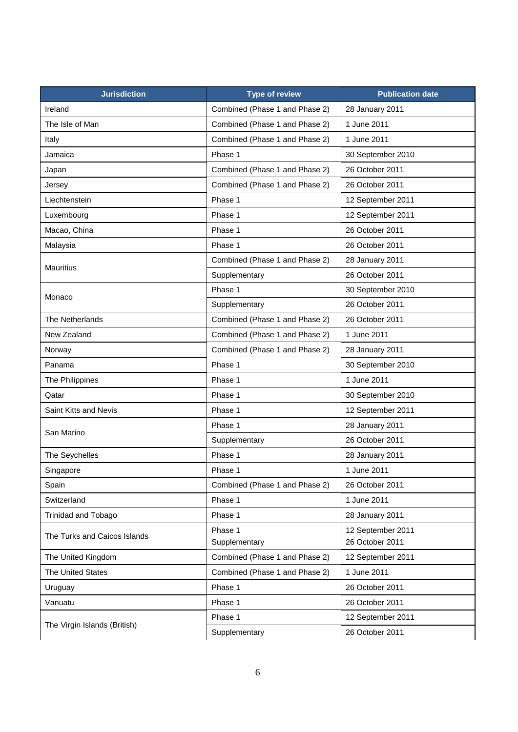| Jurisdiction | Type of review | Publication date |
|---|---|---|
| Ireland | Combined (Phase 1 and Phase 2) | 28 January 2011 |
| The Isle of Man | Combined (Phase 1 and Phase 2) | 1 June 2011 |
| Italy | Combined (Phase 1 and Phase 2) | 1 June 2011 |
| Jamaica | Phase 1 | 30 September 2010 |
| Japan | Combined (Phase 1 and Phase 2) | 26 October 2011 |
| Jersey | Combined (Phase 1 and Phase 2) | 26 October 2011 |
| Liechtenstein | Phase 1 | 12 September 2011 |
| Luxembourg | Phase 1 | 12 September 2011 |
| Macao, China | Phase 1 | 26 October 2011 |
| Malaysia | Phase 1 | 26 October 2011 |
| Mauritius | Combined (Phase 1 and Phase 2) | 28 January 2011 |
| | Supplementary | 26 October 2011 |
| Monaco | Phase 1 | 30 September 2010 |
| | Supplementary | 26 October 2011 |
| The Netherlands | Combined (Phase 1 and Phase 2) | 26 October 2011 |
| New Zealand | Combined (Phase 1 and Phase 2) | 1 June 2011 |
| Norway | Combined (Phase 1 and Phase 2) | 28 January 2011 |
| Panama | Phase 1 | 30 September 2010 |
| The Philippines | Phase 1 | 1 June 2011 |
| Qatar | Phase 1 | 30 September 2010 |
| Saint Kitts and Nevis | Phase 1 | 12 September 2011 |
| San Marino | Phase 1 | 28 January 2011 |
| | Supplementary | 26 October 2011 |
| The Seychelles | Phase 1 | 28 January 2011 |
| Singapore | Phase 1 | 1 June 2011 |
| Spain | Combined (Phase 1 and Phase 2) | 26 October 2011 |
| Switzerland | Phase 1 | 1 June 2011 |
| Trinidad and Tobago | Phase 1 | 28 January 2011 |
| The Turks and Caicos Islands | Phase 1<br>Supplementary | 12 September 2011<br>26 October 2011 |
| The United Kingdom | Combined (Phase 1 and Phase 2) | 12 September 2011 |
| The United States | Combined (Phase 1 and Phase 2) | 1 June 2011 |
| Uruguay | Phase 1 | 26 October 2011 |
| Vanuatu | Phase 1 | 26 October 2011 |
| The Virgin Islands (British) | Phase 1 | 12 September 2011 |
| | Supplementary | 26 October 2011 |